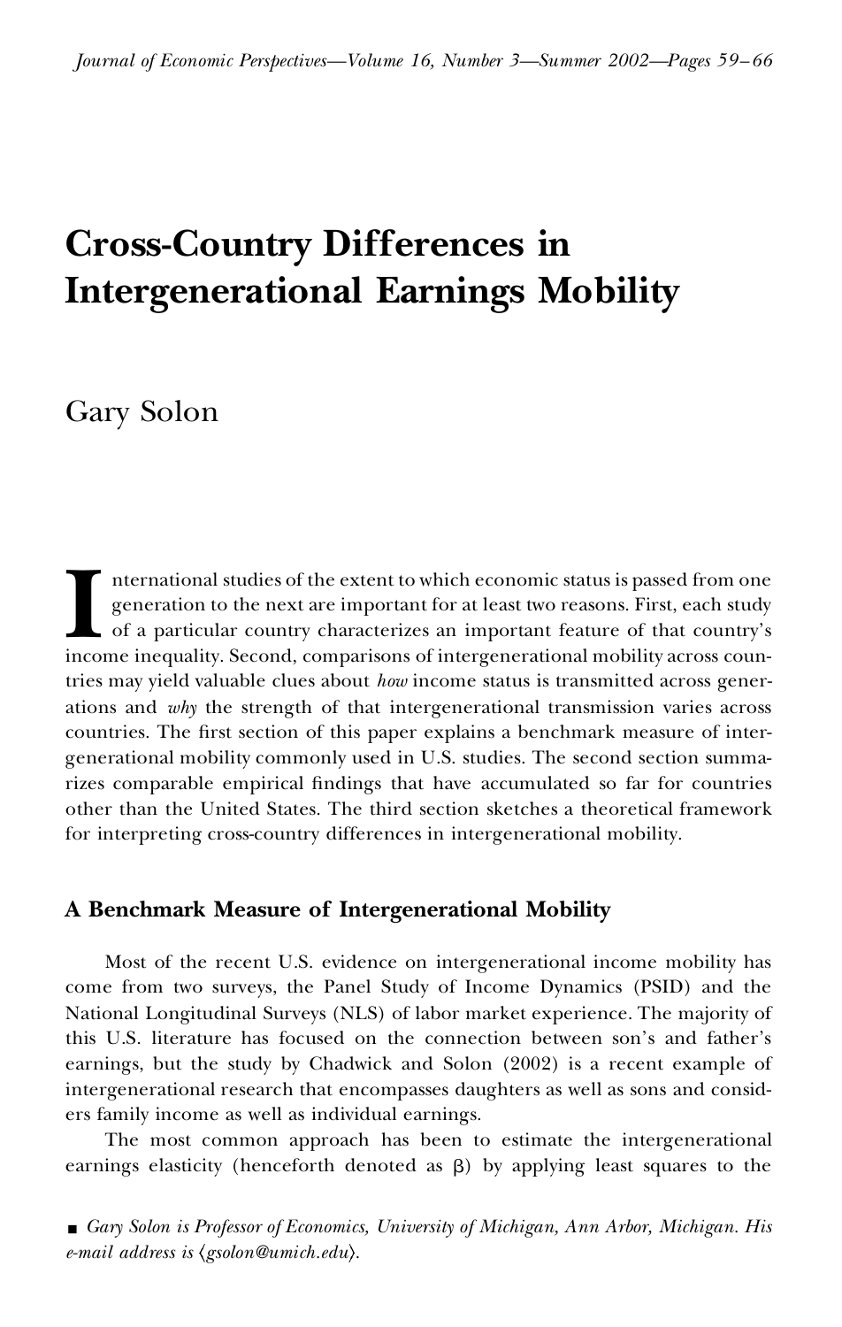# Cross-Country Differences in Intergenerational Earnings Mobility

Gary Solon

International studies of the extent to which economic status is passed from one generation to the next are important for at least two reasons. First, each study of a particular country characterizes an important feature of that country's income inequality. Second, comparisons of intergenerational mobility across countries may yield valuable clues about *how* income status is transmitted across generations and *why* the strength of that intergenerational transmission varies across countries. The first section of this paper explains a benchmark measure of intergenerational mobility commonly used in U.S. studies. The second section summarizes comparable empirical findings that have accumulated so far for countries other than the United States. The third section sketches a theoretical framework for interpreting cross-country differences in intergenerational mobility.

## A Benchmark Measure of Intergenerational Mobility

Most of the recent U.S. evidence on intergenerational income mobility has come from two surveys, the Panel Study of Income Dynamics (PSID) and the National Longitudinal Surveys (NLS) of labor market experience. The majority of this U.S. literature has focused on the connection between son's and father's earnings, but the study by Chadwick and Solon (2002) is a recent example of intergenerational research that encompasses daughters as well as sons and considers family income as well as individual earnings.

The most common approach has been to estimate the intergenerational earnings elasticity (henceforth denoted as $\beta$) by applying least squares to the

■ *Gary Solon is Professor of Economics, University of Michigan, Ann Arbor, Michigan. His e-mail address is ⟨gsolon@umich.edu⟩.*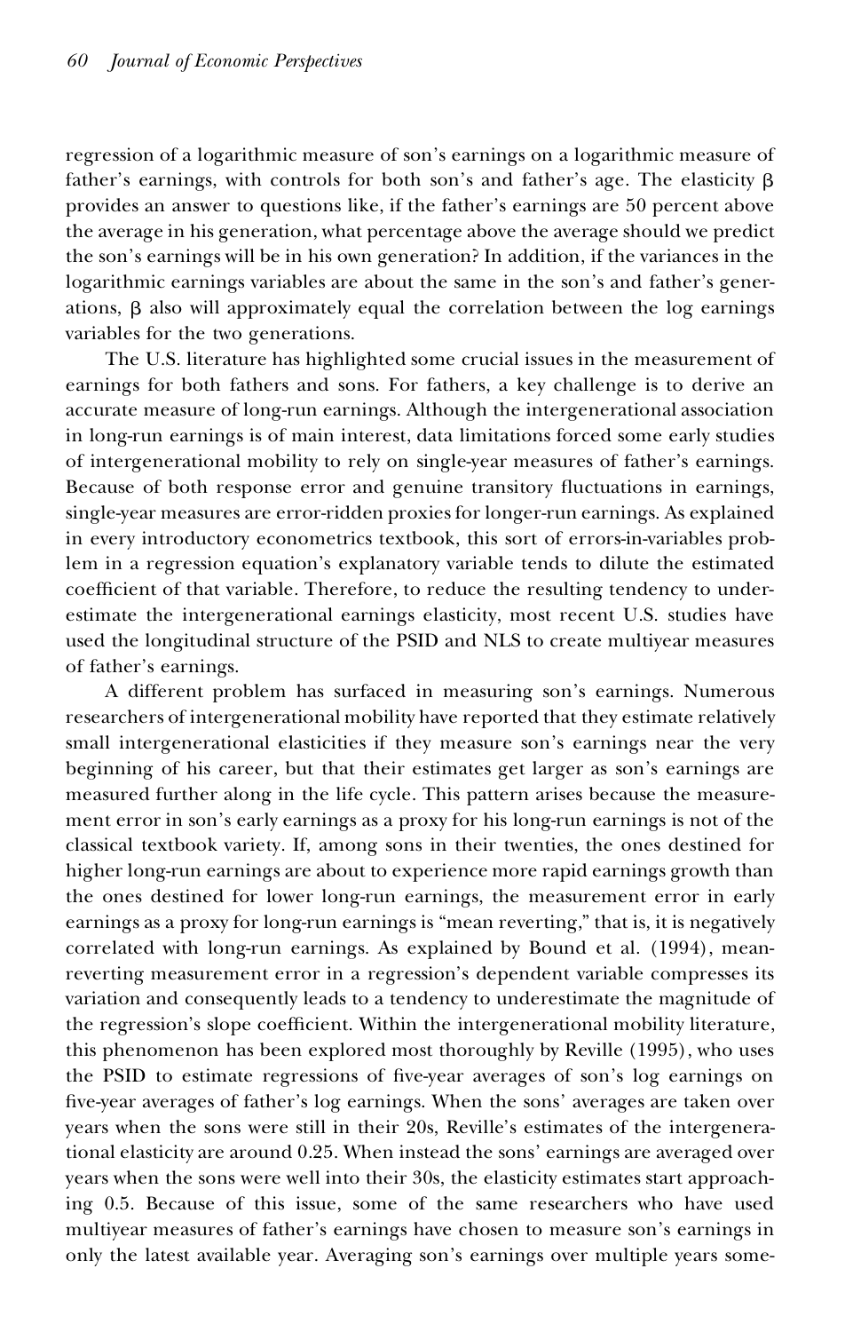regression of a logarithmic measure of son's earnings on a logarithmic measure of father's earnings, with controls for both son's and father's age. The elasticity $\beta$ provides an answer to questions like, if the father's earnings are 50 percent above the average in his generation, what percentage above the average should we predict the son's earnings will be in his own generation? In addition, if the variances in the logarithmic earnings variables are about the same in the son's and father's generations, $\beta$ also will approximately equal the correlation between the log earnings variables for the two generations.

The U.S. literature has highlighted some crucial issues in the measurement of earnings for both fathers and sons. For fathers, a key challenge is to derive an accurate measure of long-run earnings. Although the intergenerational association in long-run earnings is of main interest, data limitations forced some early studies of intergenerational mobility to rely on single-year measures of father's earnings. Because of both response error and genuine transitory fluctuations in earnings, single-year measures are error-ridden proxies for longer-run earnings. As explained in every introductory econometrics textbook, this sort of errors-in-variables problem in a regression equation's explanatory variable tends to dilute the estimated coefficient of that variable. Therefore, to reduce the resulting tendency to underestimate the intergenerational earnings elasticity, most recent U.S. studies have used the longitudinal structure of the PSID and NLS to create multiyear measures of father's earnings.

A different problem has surfaced in measuring son's earnings. Numerous researchers of intergenerational mobility have reported that they estimate relatively small intergenerational elasticities if they measure son's earnings near the very beginning of his career, but that their estimates get larger as son's earnings are measured further along in the life cycle. This pattern arises because the measurement error in son's early earnings as a proxy for his long-run earnings is not of the classical textbook variety. If, among sons in their twenties, the ones destined for higher long-run earnings are about to experience more rapid earnings growth than the ones destined for lower long-run earnings, the measurement error in early earnings as a proxy for long-run earnings is "mean reverting," that is, it is negatively correlated with long-run earnings. As explained by Bound et al. (1994), mean-reverting measurement error in a regression's dependent variable compresses its variation and consequently leads to a tendency to underestimate the magnitude of the regression's slope coefficient. Within the intergenerational mobility literature, this phenomenon has been explored most thoroughly by Reville (1995), who uses the PSID to estimate regressions of five-year averages of son's log earnings on five-year averages of father's log earnings. When the sons' averages are taken over years when the sons were still in their 20s, Reville's estimates of the intergenerational elasticity are around 0.25. When instead the sons' earnings are averaged over years when the sons were well into their 30s, the elasticity estimates start approaching 0.5. Because of this issue, some of the same researchers who have used multiyear measures of father's earnings have chosen to measure son's earnings in only the latest available year. Averaging son's earnings over multiple years some-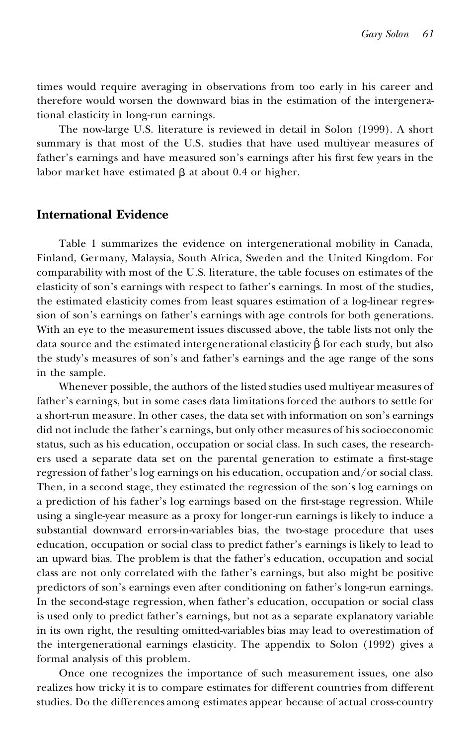times would require averaging in observations from too early in his career and therefore would worsen the downward bias in the estimation of the intergenerational elasticity in long-run earnings.

The now-large U.S. literature is reviewed in detail in Solon (1999). A short summary is that most of the U.S. studies that have used multiyear measures of father's earnings and have measured son's earnings after his first few years in the labor market have estimated $\beta$ at about 0.4 or higher.

## International Evidence

Table 1 summarizes the evidence on intergenerational mobility in Canada, Finland, Germany, Malaysia, South Africa, Sweden and the United Kingdom. For comparability with most of the U.S. literature, the table focuses on estimates of the elasticity of son's earnings with respect to father's earnings. In most of the studies, the estimated elasticity comes from least squares estimation of a log-linear regression of son's earnings on father's earnings with age controls for both generations. With an eye to the measurement issues discussed above, the table lists not only the data source and the estimated intergenerational elasticity $\hat{\beta}$ for each study, but also the study's measures of son's and father's earnings and the age range of the sons in the sample.

Whenever possible, the authors of the listed studies used multiyear measures of father's earnings, but in some cases data limitations forced the authors to settle for a short-run measure. In other cases, the data set with information on son's earnings did not include the father's earnings, but only other measures of his socioeconomic status, such as his education, occupation or social class. In such cases, the researchers used a separate data set on the parental generation to estimate a first-stage regression of father's log earnings on his education, occupation and/or social class. Then, in a second stage, they estimated the regression of the son's log earnings on a prediction of his father's log earnings based on the first-stage regression. While using a single-year measure as a proxy for longer-run earnings is likely to induce a substantial downward errors-in-variables bias, the two-stage procedure that uses education, occupation or social class to predict father's earnings is likely to lead to an upward bias. The problem is that the father's education, occupation and social class are not only correlated with the father's earnings, but also might be positive predictors of son's earnings even after conditioning on father's long-run earnings. In the second-stage regression, when father's education, occupation or social class is used only to predict father's earnings, but not as a separate explanatory variable in its own right, the resulting omitted-variables bias may lead to overestimation of the intergenerational earnings elasticity. The appendix to Solon (1992) gives a formal analysis of this problem.

Once one recognizes the importance of such measurement issues, one also realizes how tricky it is to compare estimates for different countries from different studies. Do the differences among estimates appear because of actual cross-country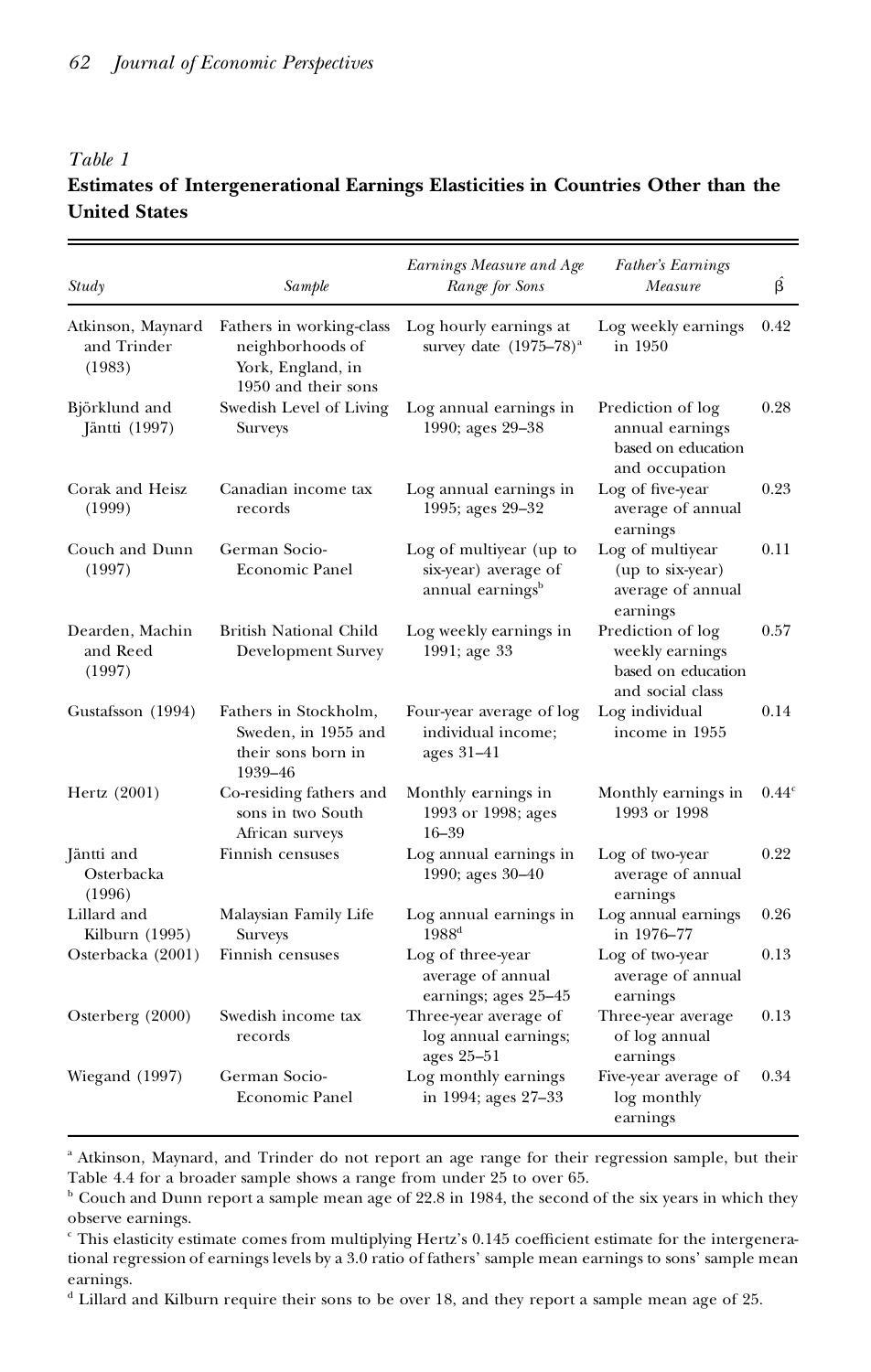*Table 1*
**Estimates of Intergenerational Earnings Elasticities in Countries Other than the United States**

| Study | Sample | *Earnings Measure and Age Range for Sons* | *Father's Earnings Measure* | $\hat{\beta}$ |
|---|---|---|---|---|
| Atkinson, Maynard and Trinder (1983) | Fathers in working-class neighborhoods of York, England, in 1950 and their sons | Log hourly earnings at survey date (1975–78)[a] | Log weekly earnings in 1950 | 0.42 |
| Björklund and Jäntti (1997) | Swedish Level of Living Surveys | Log annual earnings in 1990; ages 29–38 | Prediction of log annual earnings based on education and occupation | 0.28 |
| Corak and Heisz (1999) | Canadian income tax records | Log annual earnings in 1995; ages 29–32 | Log of five-year average of annual earnings | 0.23 |
| Couch and Dunn (1997) | German Socio-Economic Panel | Log of multiyear (up to six-year) average of annual earnings[b] | Log of multiyear (up to six-year) average of annual earnings | 0.11 |
| Dearden, Machin and Reed (1997) | British National Child Development Survey | Log weekly earnings in 1991; age 33 | Prediction of log weekly earnings based on education and social class | 0.57 |
| Gustafsson (1994) | Fathers in Stockholm, Sweden, in 1955 and their sons born in 1939–46 | Four-year average of log individual income; ages 31–41 | Log individual income in 1955 | 0.14 |
| Hertz (2001) | Co-residing fathers and sons in two South African surveys | Monthly earnings in 1993 or 1998; ages 16–39 | Monthly earnings in 1993 or 1998 | 0.44[c] |
| Jäntti and Osterbacka (1996) | Finnish censuses | Log annual earnings in 1990; ages 30–40 | Log of two-year average of annual earnings | 0.22 |
| Lillard and Kilburn (1995) | Malaysian Family Life Surveys | Log annual earnings in 1988[d] | Log annual earnings in 1976–77 | 0.26 |
| Osterbacka (2001) | Finnish censuses | Log of three-year average of annual earnings; ages 25–45 | Log of two-year average of annual earnings | 0.13 |
| Osterberg (2000) | Swedish income tax records | Three-year average of log annual earnings; ages 25–51 | Three-year average of log annual earnings | 0.13 |
| Wiegand (1997) | German Socio-Economic Panel | Log monthly earnings in 1994; ages 27–33 | Five-year average of log monthly earnings | 0.34 |

[a] Atkinson, Maynard, and Trinder do not report an age range for their regression sample, but their Table 4.4 for a broader sample shows a range from under 25 to over 65.
[b] Couch and Dunn report a sample mean age of 22.8 in 1984, the second of the six years in which they observe earnings.
[c] This elasticity estimate comes from multiplying Hertz's 0.145 coefficient estimate for the intergenerational regression of earnings levels by a 3.0 ratio of fathers' sample mean earnings to sons' sample mean earnings.
[d] Lillard and Kilburn require their sons to be over 18, and they report a sample mean age of 25.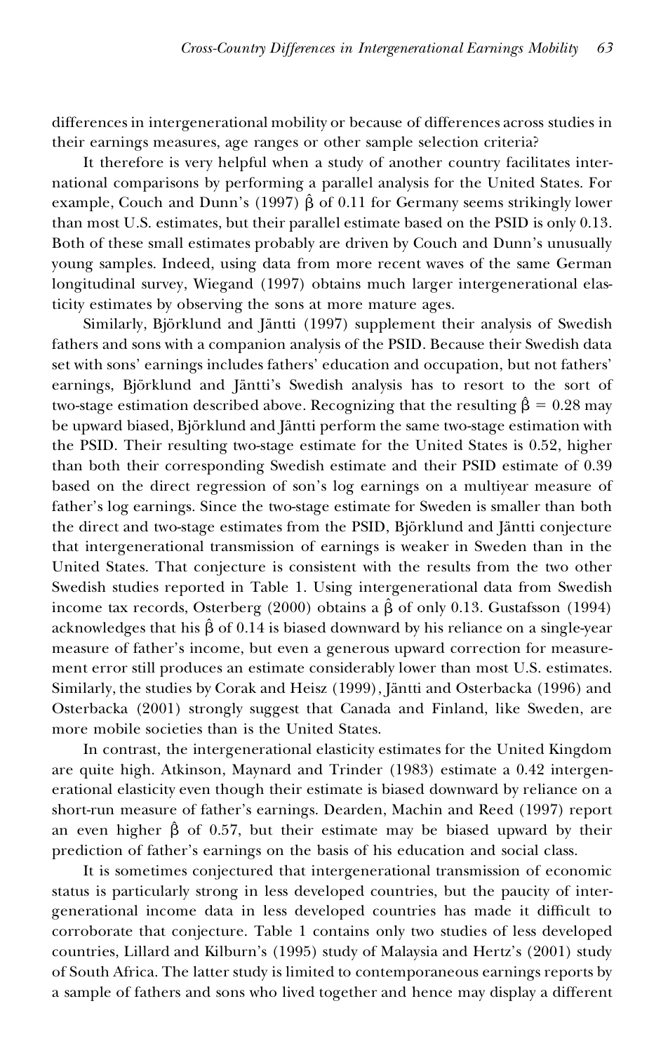differences in intergenerational mobility or because of differences across studies in their earnings measures, age ranges or other sample selection criteria?

It therefore is very helpful when a study of another country facilitates international comparisons by performing a parallel analysis for the United States. For example, Couch and Dunn's (1997) $\hat{\beta}$ of 0.11 for Germany seems strikingly lower than most U.S. estimates, but their parallel estimate based on the PSID is only 0.13. Both of these small estimates probably are driven by Couch and Dunn's unusually young samples. Indeed, using data from more recent waves of the same German longitudinal survey, Wiegand (1997) obtains much larger intergenerational elasticity estimates by observing the sons at more mature ages.

Similarly, Björklund and Jäntti (1997) supplement their analysis of Swedish fathers and sons with a companion analysis of the PSID. Because their Swedish data set with sons' earnings includes fathers' education and occupation, but not fathers' earnings, Björklund and Jäntti's Swedish analysis has to resort to the sort of two-stage estimation described above. Recognizing that the resulting $\hat{\beta} = 0.28$ may be upward biased, Björklund and Jäntti perform the same two-stage estimation with the PSID. Their resulting two-stage estimate for the United States is 0.52, higher than both their corresponding Swedish estimate and their PSID estimate of 0.39 based on the direct regression of son's log earnings on a multiyear measure of father's log earnings. Since the two-stage estimate for Sweden is smaller than both the direct and two-stage estimates from the PSID, Björklund and Jäntti conjecture that intergenerational transmission of earnings is weaker in Sweden than in the United States. That conjecture is consistent with the results from the two other Swedish studies reported in Table 1. Using intergenerational data from Swedish income tax records, Osterberg (2000) obtains a $\hat{\beta}$ of only 0.13. Gustafsson (1994) acknowledges that his $\hat{\beta}$ of 0.14 is biased downward by his reliance on a single-year measure of father's income, but even a generous upward correction for measurement error still produces an estimate considerably lower than most U.S. estimates. Similarly, the studies by Corak and Heisz (1999), Jäntti and Osterbacka (1996) and Osterbacka (2001) strongly suggest that Canada and Finland, like Sweden, are more mobile societies than is the United States.

In contrast, the intergenerational elasticity estimates for the United Kingdom are quite high. Atkinson, Maynard and Trinder (1983) estimate a 0.42 intergenerational elasticity even though their estimate is biased downward by reliance on a short-run measure of father's earnings. Dearden, Machin and Reed (1997) report an even higher $\hat{\beta}$ of 0.57, but their estimate may be biased upward by their prediction of father's earnings on the basis of his education and social class.

It is sometimes conjectured that intergenerational transmission of economic status is particularly strong in less developed countries, but the paucity of intergenerational income data in less developed countries has made it difficult to corroborate that conjecture. Table 1 contains only two studies of less developed countries, Lillard and Kilburn's (1995) study of Malaysia and Hertz's (2001) study of South Africa. The latter study is limited to contemporaneous earnings reports by a sample of fathers and sons who lived together and hence may display a different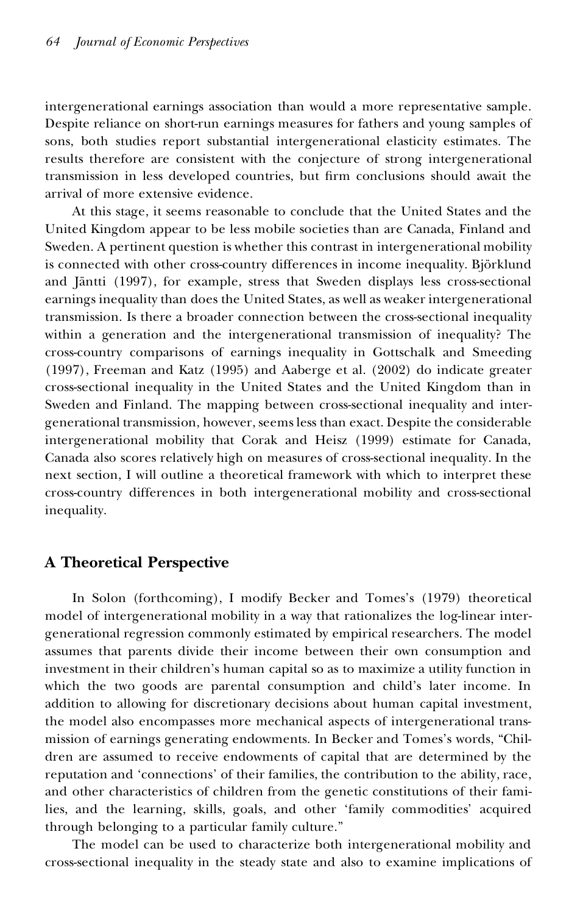intergenerational earnings association than would a more representative sample. Despite reliance on short-run earnings measures for fathers and young samples of sons, both studies report substantial intergenerational elasticity estimates. The results therefore are consistent with the conjecture of strong intergenerational transmission in less developed countries, but firm conclusions should await the arrival of more extensive evidence.

At this stage, it seems reasonable to conclude that the United States and the United Kingdom appear to be less mobile societies than are Canada, Finland and Sweden. A pertinent question is whether this contrast in intergenerational mobility is connected with other cross-country differences in income inequality. Björklund and Jäntti (1997), for example, stress that Sweden displays less cross-sectional earnings inequality than does the United States, as well as weaker intergenerational transmission. Is there a broader connection between the cross-sectional inequality within a generation and the intergenerational transmission of inequality? The cross-country comparisons of earnings inequality in Gottschalk and Smeeding (1997), Freeman and Katz (1995) and Aaberge et al. (2002) do indicate greater cross-sectional inequality in the United States and the United Kingdom than in Sweden and Finland. The mapping between cross-sectional inequality and intergenerational transmission, however, seems less than exact. Despite the considerable intergenerational mobility that Corak and Heisz (1999) estimate for Canada, Canada also scores relatively high on measures of cross-sectional inequality. In the next section, I will outline a theoretical framework with which to interpret these cross-country differences in both intergenerational mobility and cross-sectional inequality.

## A Theoretical Perspective

In Solon (forthcoming), I modify Becker and Tomes's (1979) theoretical model of intergenerational mobility in a way that rationalizes the log-linear intergenerational regression commonly estimated by empirical researchers. The model assumes that parents divide their income between their own consumption and investment in their children's human capital so as to maximize a utility function in which the two goods are parental consumption and child's later income. In addition to allowing for discretionary decisions about human capital investment, the model also encompasses more mechanical aspects of intergenerational transmission of earnings generating endowments. In Becker and Tomes's words, "Children are assumed to receive endowments of capital that are determined by the reputation and 'connections' of their families, the contribution to the ability, race, and other characteristics of children from the genetic constitutions of their families, and the learning, skills, goals, and other 'family commodities' acquired through belonging to a particular family culture."

The model can be used to characterize both intergenerational mobility and cross-sectional inequality in the steady state and also to examine implications of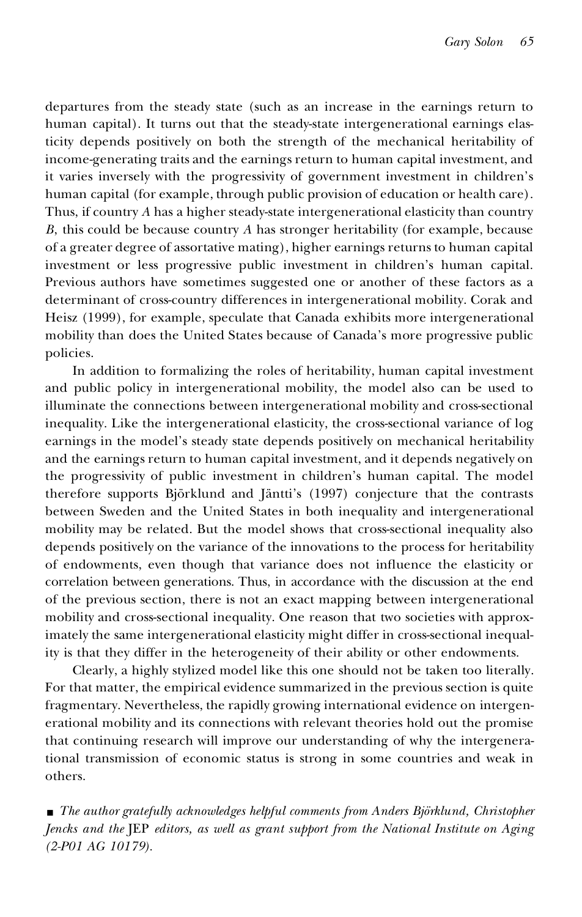departures from the steady state (such as an increase in the earnings return to human capital). It turns out that the steady-state intergenerational earnings elasticity depends positively on both the strength of the mechanical heritability of income-generating traits and the earnings return to human capital investment, and it varies inversely with the progressivity of government investment in children's human capital (for example, through public provision of education or health care). Thus, if country *A* has a higher steady-state intergenerational elasticity than country *B*, this could be because country *A* has stronger heritability (for example, because of a greater degree of assortative mating), higher earnings returns to human capital investment or less progressive public investment in children's human capital. Previous authors have sometimes suggested one or another of these factors as a determinant of cross-country differences in intergenerational mobility. Corak and Heisz (1999), for example, speculate that Canada exhibits more intergenerational mobility than does the United States because of Canada's more progressive public policies.

In addition to formalizing the roles of heritability, human capital investment and public policy in intergenerational mobility, the model also can be used to illuminate the connections between intergenerational mobility and cross-sectional inequality. Like the intergenerational elasticity, the cross-sectional variance of log earnings in the model's steady state depends positively on mechanical heritability and the earnings return to human capital investment, and it depends negatively on the progressivity of public investment in children's human capital. The model therefore supports Björklund and Jäntti's (1997) conjecture that the contrasts between Sweden and the United States in both inequality and intergenerational mobility may be related. But the model shows that cross-sectional inequality also depends positively on the variance of the innovations to the process for heritability of endowments, even though that variance does not influence the elasticity or correlation between generations. Thus, in accordance with the discussion at the end of the previous section, there is not an exact mapping between intergenerational mobility and cross-sectional inequality. One reason that two societies with approximately the same intergenerational elasticity might differ in cross-sectional inequality is that they differ in the heterogeneity of their ability or other endowments.

Clearly, a highly stylized model like this one should not be taken too literally. For that matter, the empirical evidence summarized in the previous section is quite fragmentary. Nevertheless, the rapidly growing international evidence on intergenerational mobility and its connections with relevant theories hold out the promise that continuing research will improve our understanding of why the intergenerational transmission of economic status is strong in some countries and weak in others.

■ *The author gratefully acknowledges helpful comments from Anders Björklund, Christopher Jencks and the* JEP *editors, as well as grant support from the National Institute on Aging (2-P01 AG 10179).*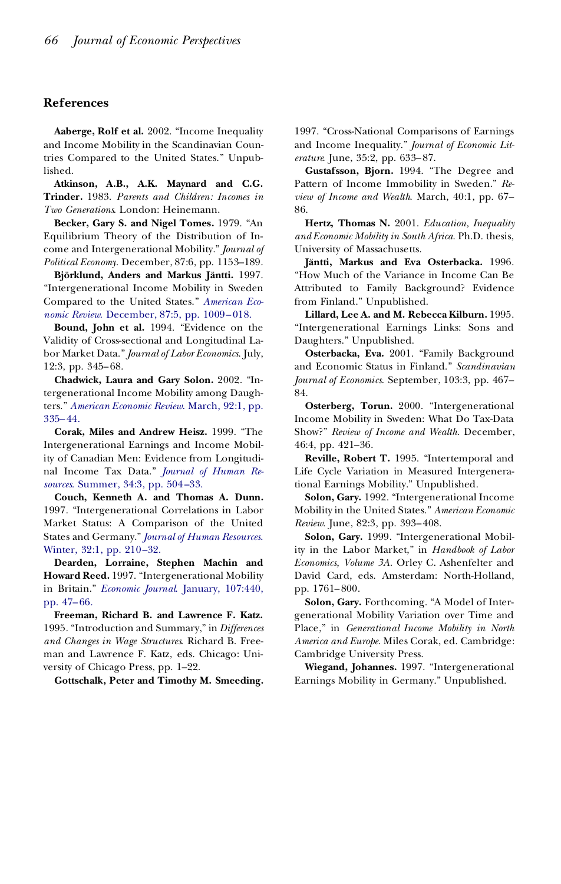## References

**Aaberge, Rolf et al.** 2002. "Income Inequality and Income Mobility in the Scandinavian Countries Compared to the United States." Unpublished.

**Atkinson, A.B., A.K. Maynard and C.G. Trinder.** 1983. *Parents and Children: Incomes in Two Generations.* London: Heinemann.

**Becker, Gary S. and Nigel Tomes.** 1979. "An Equilibrium Theory of the Distribution of Income and Intergenerational Mobility." *Journal of Political Economy.* December, 87:6, pp. 1153–189.

**Björklund, Anders and Markus Jäntti.** 1997. "Intergenerational Income Mobility in Sweden Compared to the United States." *American Economic Review.* December, 87:5, pp. 1009–018.

**Bound, John et al.** 1994. "Evidence on the Validity of Cross-sectional and Longitudinal Labor Market Data." *Journal of Labor Economics.* July, 12:3, pp. 345–68.

**Chadwick, Laura and Gary Solon.** 2002. "Intergenerational Income Mobility among Daughters." *American Economic Review.* March, 92:1, pp. 335–44.

**Corak, Miles and Andrew Heisz.** 1999. "The Intergenerational Earnings and Income Mobility of Canadian Men: Evidence from Longitudinal Income Tax Data." *Journal of Human Resources.* Summer, 34:3, pp. 504–33.

**Couch, Kenneth A. and Thomas A. Dunn.** 1997. "Intergenerational Correlations in Labor Market Status: A Comparison of the United States and Germany." *Journal of Human Resources.* Winter, 32:1, pp. 210–32.

**Dearden, Lorraine, Stephen Machin and Howard Reed.** 1997. "Intergenerational Mobility in Britain." *Economic Journal.* January, 107:440, pp. 47–66.

**Freeman, Richard B. and Lawrence F. Katz.** 1995. "Introduction and Summary," in *Differences and Changes in Wage Structures.* Richard B. Freeman and Lawrence F. Katz, eds. Chicago: University of Chicago Press, pp. 1–22.

**Gottschalk, Peter and Timothy M. Smeeding.** 1997. "Cross-National Comparisons of Earnings and Income Inequality." *Journal of Economic Literature.* June, 35:2, pp. 633–87.

**Gustafsson, Bjorn.** 1994. "The Degree and Pattern of Income Immobility in Sweden." *Review of Income and Wealth.* March, 40:1, pp. 67–86.

**Hertz, Thomas N.** 2001. *Education, Inequality and Economic Mobility in South Africa.* Ph.D. thesis, University of Massachusetts.

**Jäntti, Markus and Eva Osterbacka.** 1996. "How Much of the Variance in Income Can Be Attributed to Family Background? Evidence from Finland." Unpublished.

**Lillard, Lee A. and M. Rebecca Kilburn.** 1995. "Intergenerational Earnings Links: Sons and Daughters." Unpublished.

**Osterbacka, Eva.** 2001. "Family Background and Economic Status in Finland." *Scandinavian Journal of Economics.* September, 103:3, pp. 467–84.

**Osterberg, Torun.** 2000. "Intergenerational Income Mobility in Sweden: What Do Tax-Data Show?" *Review of Income and Wealth.* December, 46:4, pp. 421–36.

**Reville, Robert T.** 1995. "Intertemporal and Life Cycle Variation in Measured Intergenerational Earnings Mobility." Unpublished.

**Solon, Gary.** 1992. "Intergenerational Income Mobility in the United States." *American Economic Review.* June, 82:3, pp. 393–408.

**Solon, Gary.** 1999. "Intergenerational Mobility in the Labor Market," in *Handbook of Labor Economics, Volume 3A.* Orley C. Ashenfelter and David Card, eds. Amsterdam: North-Holland, pp. 1761–800.

**Solon, Gary.** Forthcoming. "A Model of Intergenerational Mobility Variation over Time and Place," in *Generational Income Mobility in North America and Europe.* Miles Corak, ed. Cambridge: Cambridge University Press.

**Wiegand, Johannes.** 1997. "Intergenerational Earnings Mobility in Germany." Unpublished.